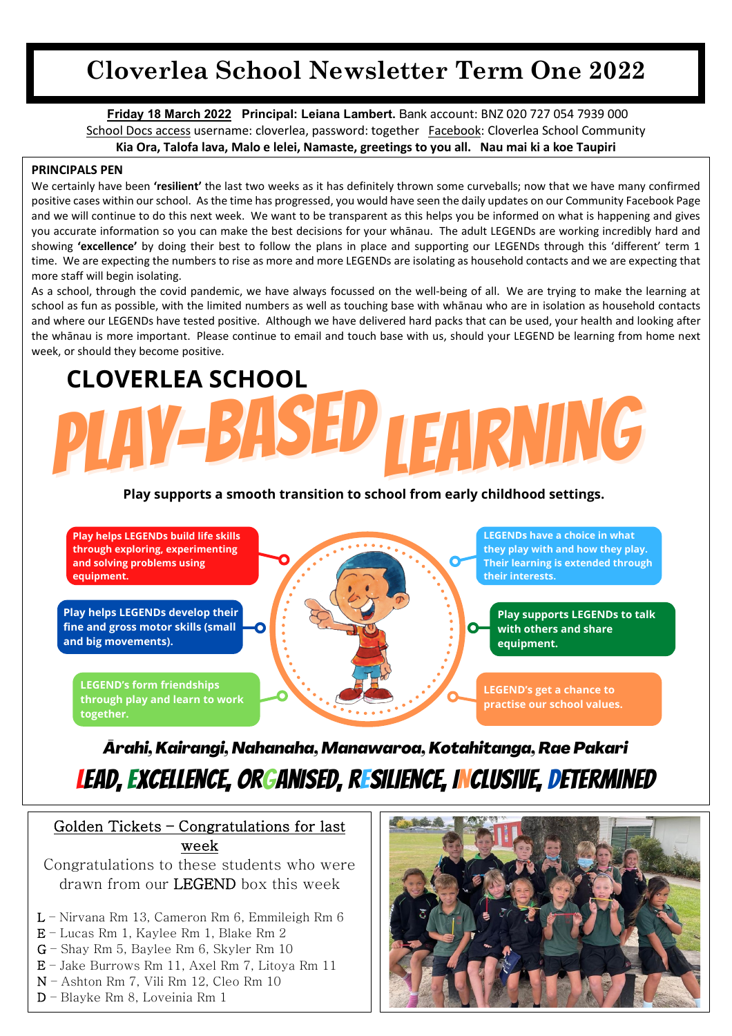# Cloverlea School Newsletter Term One 2022

**Friday 18 March 2022** **Principal: Leiana Lambert.** Bank account: BNZ 020 727 054 7939 000
School Docs access username: cloverlea, password: together Facebook: Cloverlea School Community
**Kia Ora, Talofa lava, Malo e lelei, Namaste, greetings to you all. Nau mai ki a koe Taupiri**

## PRINCIPALS PEN

We certainly have been **'resilient'** the last two weeks as it has definitely thrown some curveballs; now that we have many confirmed positive cases within our school. As the time has progressed, you would have seen the daily updates on our Community Facebook Page and we will continue to do this next week. We want to be transparent as this helps you be informed on what is happening and gives you accurate information so you can make the best decisions for your whānau. The adult LEGENDs are working incredibly hard and showing **'excellence'** by doing their best to follow the plans in place and supporting our LEGENDs through this 'different' term 1 time. We are expecting the numbers to rise as more and more LEGENDs are isolating as household contacts and we are expecting that more staff will begin isolating.

As a school, through the covid pandemic, we have always focussed on the well-being of all. We are trying to make the learning at school as fun as possible, with the limited numbers as well as touching base with whānau who are in isolation as household contacts and where our LEGENDs have tested positive. Although we have delivered hard packs that can be used, your health and looking after the whānau is more important. Please continue to email and touch base with us, should your LEGEND be learning from home next week, or should they become positive.

## CLOVERLEA SCHOOL PLAY-BASED LEARNING

**Play supports a smooth transition to school from early childhood settings.**

- Play helps LEGENDs build life skills through exploring, experimenting and solving problems using equipment.
- Play helps LEGENDs develop their fine and gross motor skills (small and big movements).
- LEGEND's form friendships through play and learn to work together.
- LEGENDs have a choice in what they play with and how they play. Their learning is extended through their interests.
- Play supports LEGENDs to talk with others and share equipment.
- LEGEND's get a chance to practise our school values.

***Ārahi, Kairangi, Nahanaha, Manawaroa, Kotahitanga, Rae Pakari***

**LEAD, EXCELLENCE, ORGANISED, RESILIENCE, INCLUSIVE, DETERMINED**

## Golden Tickets – Congratulations for last week

Congratulations to these students who were drawn from our LEGEND box this week

L – Nirvana Rm 13, Cameron Rm 6, Emmileigh Rm 6
E – Lucas Rm 1, Kaylee Rm 1, Blake Rm 2
G – Shay Rm 5, Baylee Rm 6, Skyler Rm 10
E – Jake Burrows Rm 11, Axel Rm 7, Litoya Rm 11
N – Ashton Rm 7, Vili Rm 12, Cleo Rm 10
D – Blayke Rm 8, Loveinia Rm 1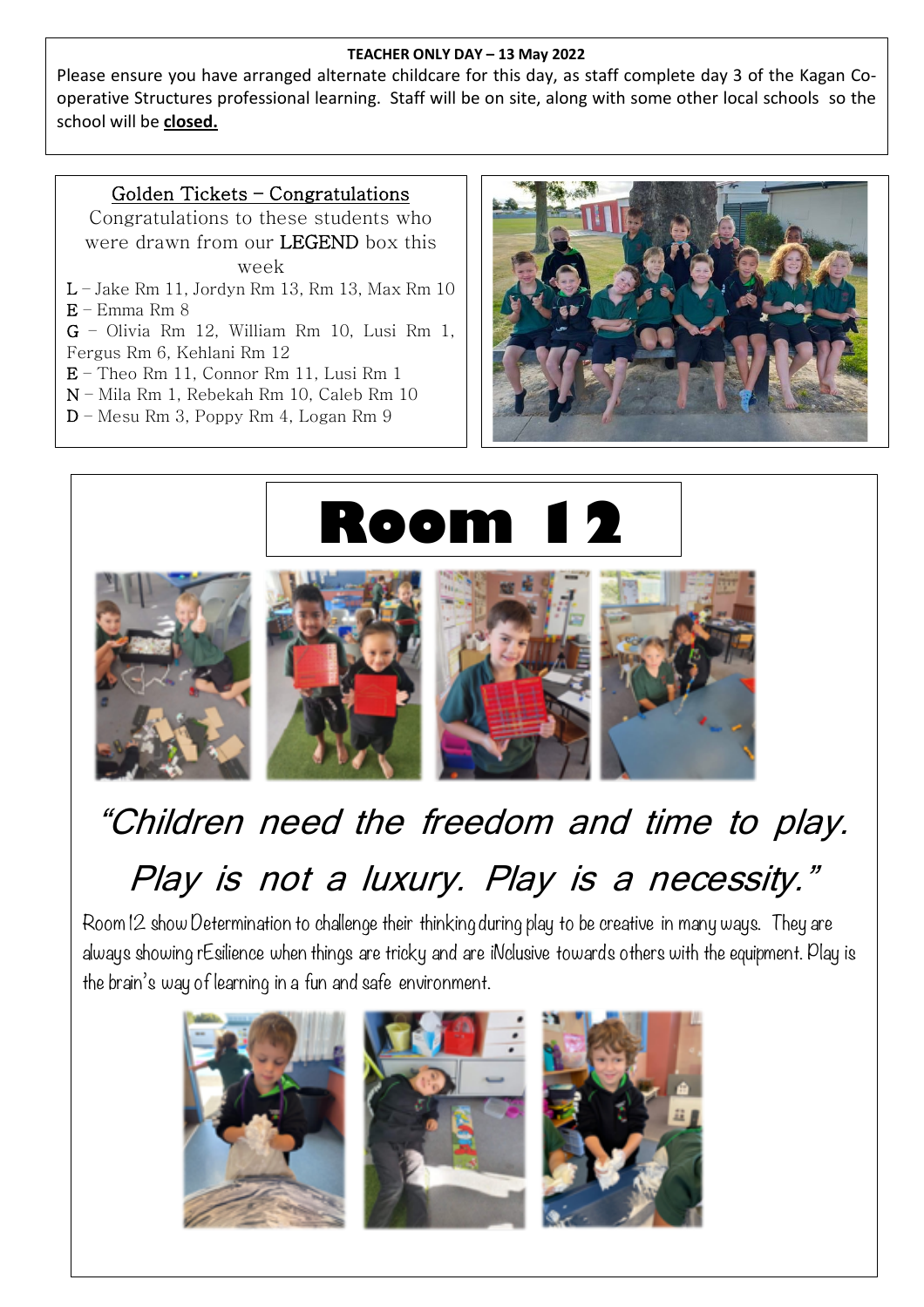**TEACHER ONLY DAY – 13 May 2022**

Please ensure you have arranged alternate childcare for this day, as staff complete day 3 of the Kagan Co-operative Structures professional learning. Staff will be on site, along with some other local schools so the school will be **closed.**

## Golden Tickets – Congratulations

Congratulations to these students who were drawn from our LEGEND box this week

L – Jake Rm 11, Jordyn Rm 13, Rm 13, Max Rm 10
E – Emma Rm 8
G – Olivia Rm 12, William Rm 10, Lusi Rm 1, Fergus Rm 6, Kehlani Rm 12
E – Theo Rm 11, Connor Rm 11, Lusi Rm 1
N – Mila Rm 1, Rebekah Rm 10, Caleb Rm 10
D – Mesu Rm 3, Poppy Rm 4, Logan Rm 9

# Room 12

*"Children need the freedom and time to play. Play is not a luxury. Play is a necessity."*

Room 12 show Determination to challenge their thinking during play to be creative in many ways. They are always showing rEsilience when things are tricky and are iNclusive towards others with the equipment. Play is the brain's way of learning in a fun and safe environment.